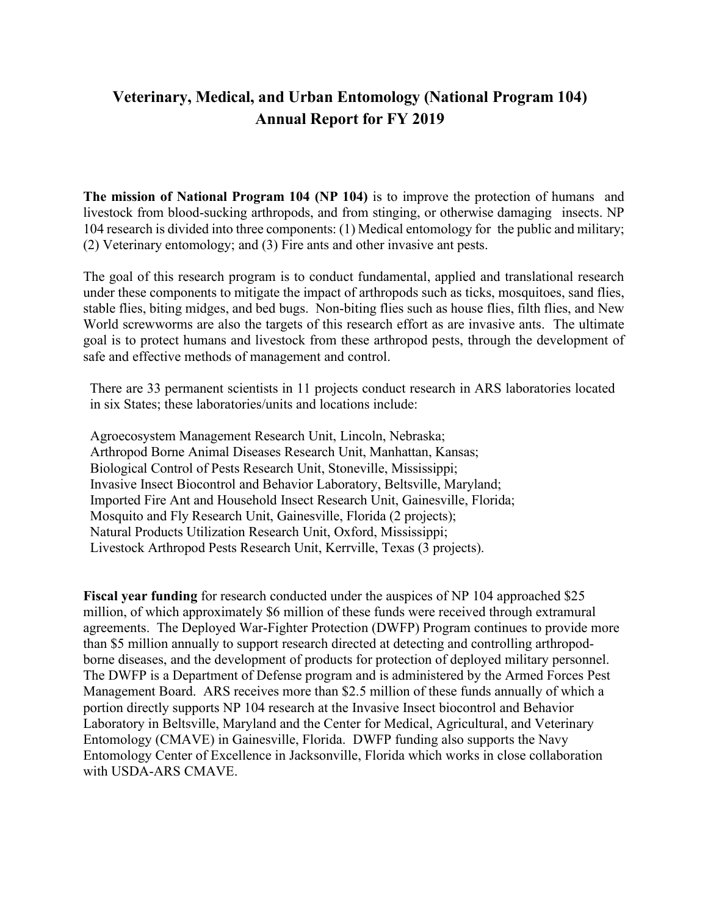# Veterinary, Medical, and Urban Entomology (National Program 104) Annual Report for FY 2019

**The mission of National Program 104 (NP 104)** is to improve the protection of humans and livestock from blood-sucking arthropods, and from stinging, or otherwise damaging insects. NP 104 research is divided into three components: (1) Medical entomology for the public and military; (2) Veterinary entomology; and (3) Fire ants and other invasive ant pests.

The goal of this research program is to conduct fundamental, applied and translational research under these components to mitigate the impact of arthropods such as ticks, mosquitoes, sand flies, stable flies, biting midges, and bed bugs. Non-biting flies such as house flies, filth flies, and New World screwworms are also the targets of this research effort as are invasive ants. The ultimate goal is to protect humans and livestock from these arthropod pests, through the development of safe and effective methods of management and control.

There are 33 permanent scientists in 11 projects conduct research in ARS laboratories located in six States; these laboratories/units and locations include:

Agroecosystem Management Research Unit, Lincoln, Nebraska;
Arthropod Borne Animal Diseases Research Unit, Manhattan, Kansas;
Biological Control of Pests Research Unit, Stoneville, Mississippi;
Invasive Insect Biocontrol and Behavior Laboratory, Beltsville, Maryland;
Imported Fire Ant and Household Insect Research Unit, Gainesville, Florida;
Mosquito and Fly Research Unit, Gainesville, Florida (2 projects);
Natural Products Utilization Research Unit, Oxford, Mississippi;
Livestock Arthropod Pests Research Unit, Kerrville, Texas (3 projects).

**Fiscal year funding** for research conducted under the auspices of NP 104 approached $25 million, of which approximately $6 million of these funds were received through extramural agreements. The Deployed War-Fighter Protection (DWFP) Program continues to provide more than $5 million annually to support research directed at detecting and controlling arthropod-borne diseases, and the development of products for protection of deployed military personnel. The DWFP is a Department of Defense program and is administered by the Armed Forces Pest Management Board. ARS receives more than $2.5 million of these funds annually of which a portion directly supports NP 104 research at the Invasive Insect biocontrol and Behavior Laboratory in Beltsville, Maryland and the Center for Medical, Agricultural, and Veterinary Entomology (CMAVE) in Gainesville, Florida. DWFP funding also supports the Navy Entomology Center of Excellence in Jacksonville, Florida which works in close collaboration with USDA-ARS CMAVE.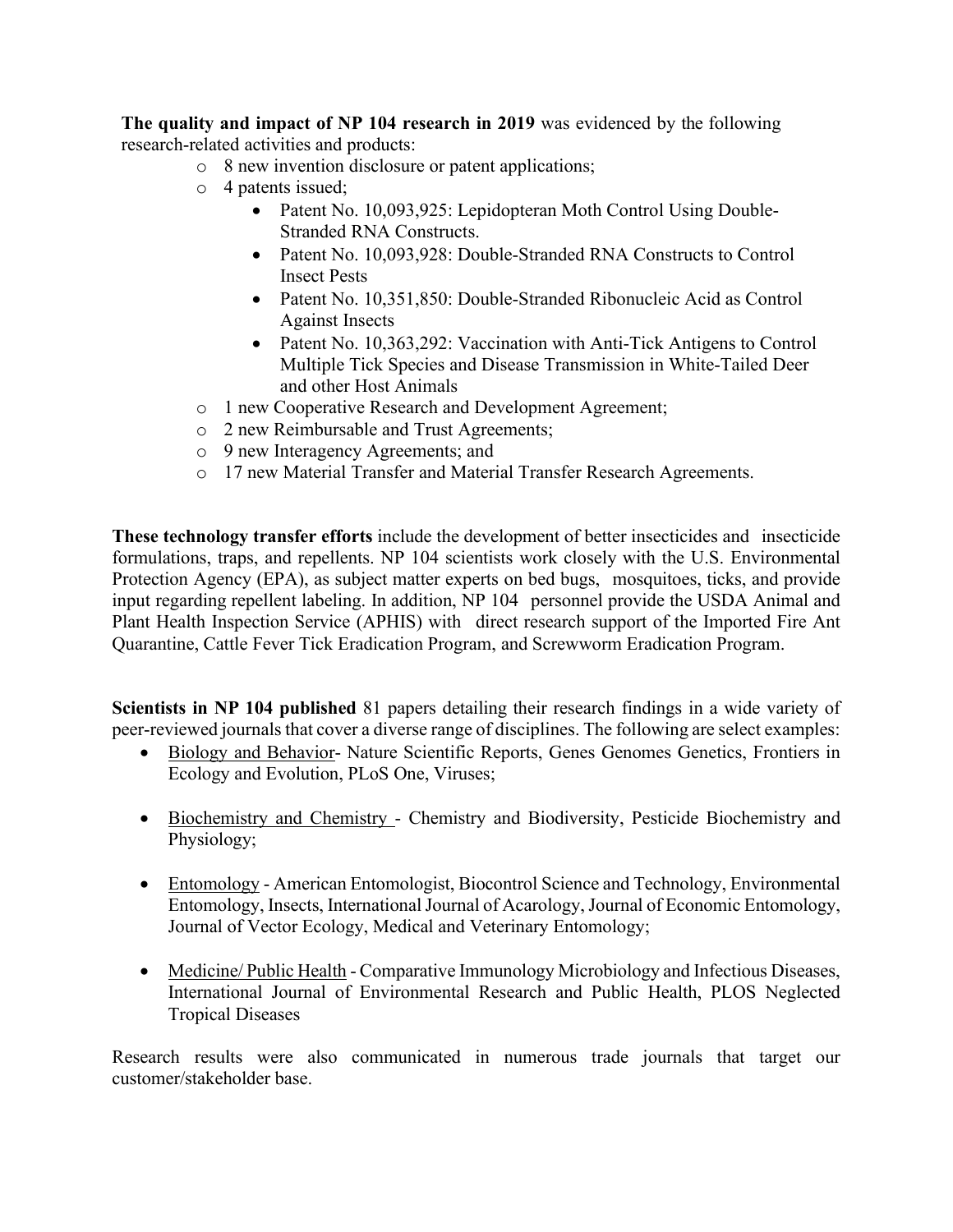**The quality and impact of NP 104 research in 2019** was evidenced by the following research-related activities and products:

- 8 new invention disclosure or patent applications;
- 4 patents issued;
  - Patent No. 10,093,925: Lepidopteran Moth Control Using Double-Stranded RNA Constructs.
  - Patent No. 10,093,928: Double-Stranded RNA Constructs to Control Insect Pests
  - Patent No. 10,351,850: Double-Stranded Ribonucleic Acid as Control Against Insects
  - Patent No. 10,363,292: Vaccination with Anti-Tick Antigens to Control Multiple Tick Species and Disease Transmission in White-Tailed Deer and other Host Animals
- 1 new Cooperative Research and Development Agreement;
- 2 new Reimbursable and Trust Agreements;
- 9 new Interagency Agreements; and
- 17 new Material Transfer and Material Transfer Research Agreements.

**These technology transfer efforts** include the development of better insecticides and insecticide formulations, traps, and repellents. NP 104 scientists work closely with the U.S. Environmental Protection Agency (EPA), as subject matter experts on bed bugs, mosquitoes, ticks, and provide input regarding repellent labeling. In addition, NP 104 personnel provide the USDA Animal and Plant Health Inspection Service (APHIS) with direct research support of the Imported Fire Ant Quarantine, Cattle Fever Tick Eradication Program, and Screwworm Eradication Program.

**Scientists in NP 104 published** 81 papers detailing their research findings in a wide variety of peer-reviewed journals that cover a diverse range of disciplines. The following are select examples:

- <u>Biology and Behavior</u>- Nature Scientific Reports, Genes Genomes Genetics, Frontiers in Ecology and Evolution, PLoS One, Viruses;
- <u>Biochemistry and Chemistry</u> - Chemistry and Biodiversity, Pesticide Biochemistry and Physiology;
- <u>Entomology</u> - American Entomologist, Biocontrol Science and Technology, Environmental Entomology, Insects, International Journal of Acarology, Journal of Economic Entomology, Journal of Vector Ecology, Medical and Veterinary Entomology;
- <u>Medicine/ Public Health</u> - Comparative Immunology Microbiology and Infectious Diseases, International Journal of Environmental Research and Public Health, PLOS Neglected Tropical Diseases

Research results were also communicated in numerous trade journals that target our customer/stakeholder base.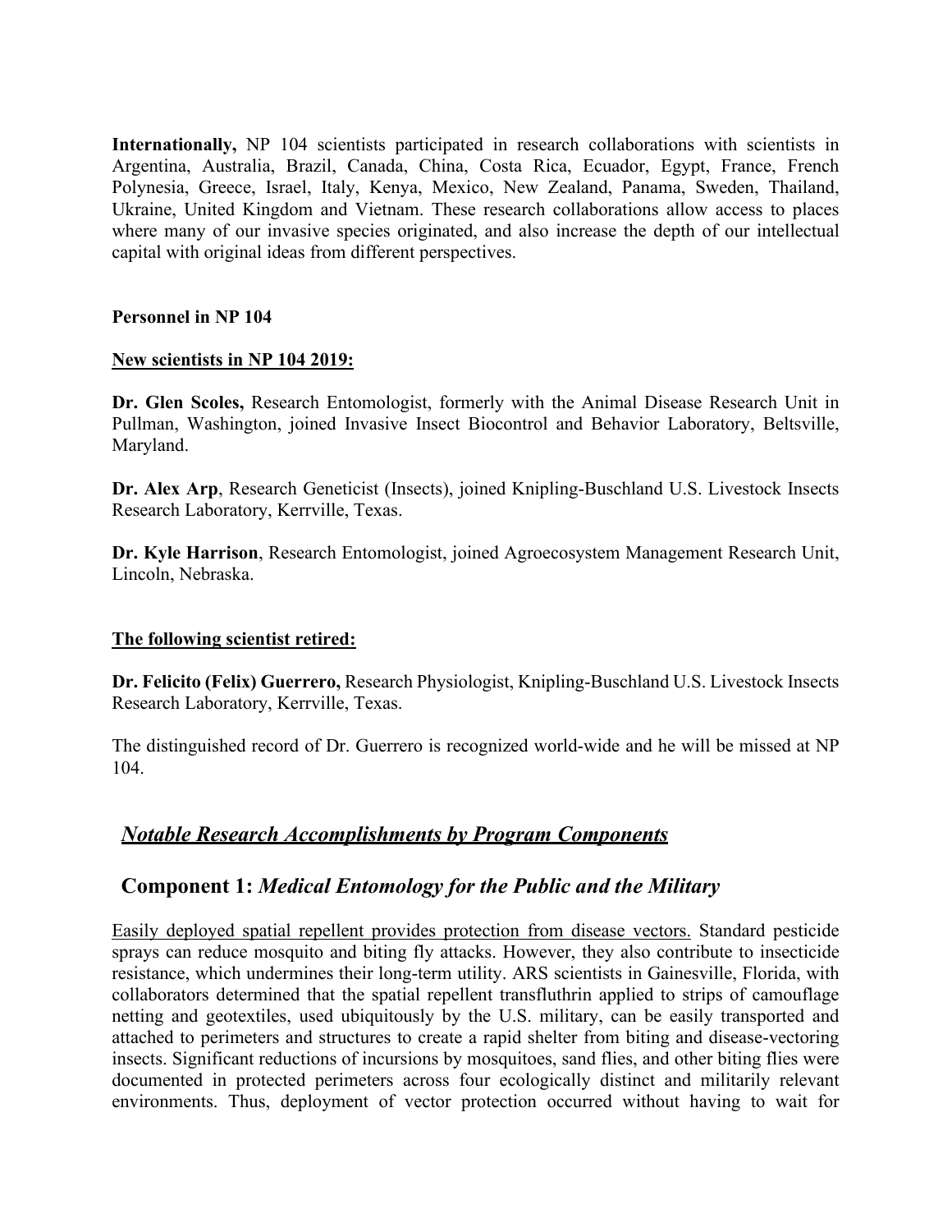**Internationally,** NP 104 scientists participated in research collaborations with scientists in Argentina, Australia, Brazil, Canada, China, Costa Rica, Ecuador, Egypt, France, French Polynesia, Greece, Israel, Italy, Kenya, Mexico, New Zealand, Panama, Sweden, Thailand, Ukraine, United Kingdom and Vietnam. These research collaborations allow access to places where many of our invasive species originated, and also increase the depth of our intellectual capital with original ideas from different perspectives.

**Personnel in NP 104**

**New scientists in NP 104 2019:**

**Dr. Glen Scoles,** Research Entomologist, formerly with the Animal Disease Research Unit in Pullman, Washington, joined Invasive Insect Biocontrol and Behavior Laboratory, Beltsville, Maryland.

**Dr. Alex Arp**, Research Geneticist (Insects), joined Knipling-Buschland U.S. Livestock Insects Research Laboratory, Kerrville, Texas.

**Dr. Kyle Harrison**, Research Entomologist, joined Agroecosystem Management Research Unit, Lincoln, Nebraska.

**The following scientist retired:**

**Dr. Felicito (Felix) Guerrero,** Research Physiologist, Knipling-Buschland U.S. Livestock Insects Research Laboratory, Kerrville, Texas.

The distinguished record of Dr. Guerrero is recognized world-wide and he will be missed at NP 104.

## *Notable Research Accomplishments by Program Components*

## Component 1: *Medical Entomology for the Public and the Military*

Easily deployed spatial repellent provides protection from disease vectors. Standard pesticide sprays can reduce mosquito and biting fly attacks. However, they also contribute to insecticide resistance, which undermines their long-term utility. ARS scientists in Gainesville, Florida, with collaborators determined that the spatial repellent transfluthrin applied to strips of camouflage netting and geotextiles, used ubiquitously by the U.S. military, can be easily transported and attached to perimeters and structures to create a rapid shelter from biting and disease-vectoring insects. Significant reductions of incursions by mosquitoes, sand flies, and other biting flies were documented in protected perimeters across four ecologically distinct and militarily relevant environments. Thus, deployment of vector protection occurred without having to wait for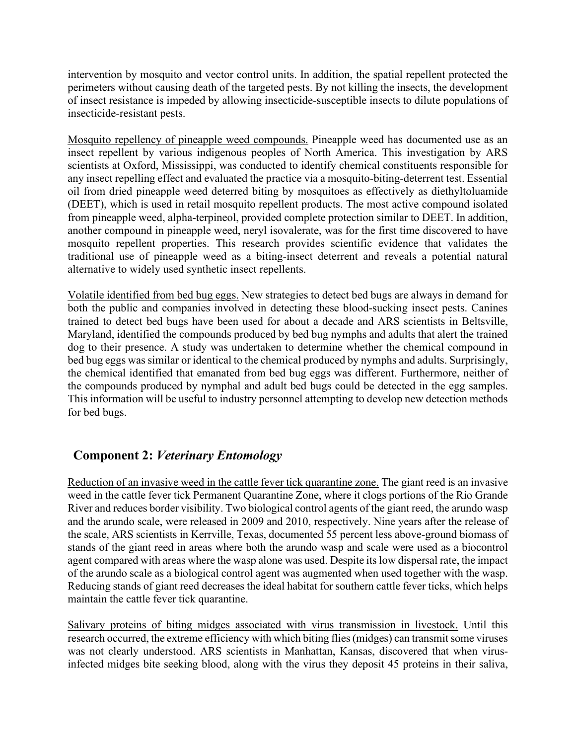intervention by mosquito and vector control units. In addition, the spatial repellent protected the perimeters without causing death of the targeted pests. By not killing the insects, the development of insect resistance is impeded by allowing insecticide-susceptible insects to dilute populations of insecticide-resistant pests.

<u>Mosquito repellency of pineapple weed compounds.</u> Pineapple weed has documented use as an insect repellent by various indigenous peoples of North America. This investigation by ARS scientists at Oxford, Mississippi, was conducted to identify chemical constituents responsible for any insect repelling effect and evaluated the practice via a mosquito-biting-deterrent test. Essential oil from dried pineapple weed deterred biting by mosquitoes as effectively as diethyltoluamide (DEET), which is used in retail mosquito repellent products. The most active compound isolated from pineapple weed, alpha-terpineol, provided complete protection similar to DEET. In addition, another compound in pineapple weed, neryl isovalerate, was for the first time discovered to have mosquito repellent properties. This research provides scientific evidence that validates the traditional use of pineapple weed as a biting-insect deterrent and reveals a potential natural alternative to widely used synthetic insect repellents.

<u>Volatile identified from bed bug eggs.</u> New strategies to detect bed bugs are always in demand for both the public and companies involved in detecting these blood-sucking insect pests. Canines trained to detect bed bugs have been used for about a decade and ARS scientists in Beltsville, Maryland, identified the compounds produced by bed bug nymphs and adults that alert the trained dog to their presence. A study was undertaken to determine whether the chemical compound in bed bug eggs was similar or identical to the chemical produced by nymphs and adults. Surprisingly, the chemical identified that emanated from bed bug eggs was different. Furthermore, neither of the compounds produced by nymphal and adult bed bugs could be detected in the egg samples. This information will be useful to industry personnel attempting to develop new detection methods for bed bugs.

## Component 2: *Veterinary Entomology*

<u>Reduction of an invasive weed in the cattle fever tick quarantine zone.</u> The giant reed is an invasive weed in the cattle fever tick Permanent Quarantine Zone, where it clogs portions of the Rio Grande River and reduces border visibility. Two biological control agents of the giant reed, the arundo wasp and the arundo scale, were released in 2009 and 2010, respectively. Nine years after the release of the scale, ARS scientists in Kerrville, Texas, documented 55 percent less above-ground biomass of stands of the giant reed in areas where both the arundo wasp and scale were used as a biocontrol agent compared with areas where the wasp alone was used. Despite its low dispersal rate, the impact of the arundo scale as a biological control agent was augmented when used together with the wasp. Reducing stands of giant reed decreases the ideal habitat for southern cattle fever ticks, which helps maintain the cattle fever tick quarantine.

<u>Salivary proteins of biting midges associated with virus transmission in livestock.</u> Until this research occurred, the extreme efficiency with which biting flies (midges) can transmit some viruses was not clearly understood. ARS scientists in Manhattan, Kansas, discovered that when virus-infected midges bite seeking blood, along with the virus they deposit 45 proteins in their saliva,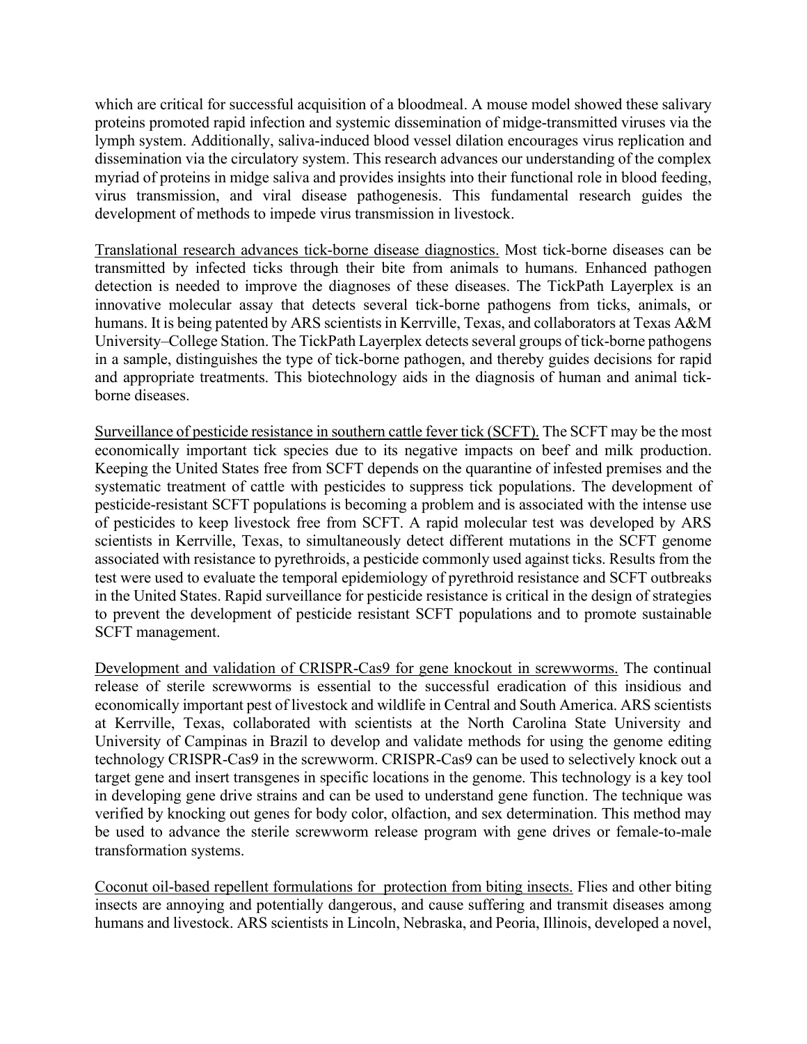which are critical for successful acquisition of a bloodmeal. A mouse model showed these salivary proteins promoted rapid infection and systemic dissemination of midge-transmitted viruses via the lymph system. Additionally, saliva-induced blood vessel dilation encourages virus replication and dissemination via the circulatory system. This research advances our understanding of the complex myriad of proteins in midge saliva and provides insights into their functional role in blood feeding, virus transmission, and viral disease pathogenesis. This fundamental research guides the development of methods to impede virus transmission in livestock.

<u>Translational research advances tick-borne disease diagnostics.</u> Most tick-borne diseases can be transmitted by infected ticks through their bite from animals to humans. Enhanced pathogen detection is needed to improve the diagnoses of these diseases. The TickPath Layerplex is an innovative molecular assay that detects several tick-borne pathogens from ticks, animals, or humans. It is being patented by ARS scientists in Kerrville, Texas, and collaborators at Texas A&M University–College Station. The TickPath Layerplex detects several groups of tick-borne pathogens in a sample, distinguishes the type of tick-borne pathogen, and thereby guides decisions for rapid and appropriate treatments. This biotechnology aids in the diagnosis of human and animal tick-borne diseases.

<u>Surveillance of pesticide resistance in southern cattle fever tick (SCFT).</u> The SCFT may be the most economically important tick species due to its negative impacts on beef and milk production. Keeping the United States free from SCFT depends on the quarantine of infested premises and the systematic treatment of cattle with pesticides to suppress tick populations. The development of pesticide-resistant SCFT populations is becoming a problem and is associated with the intense use of pesticides to keep livestock free from SCFT. A rapid molecular test was developed by ARS scientists in Kerrville, Texas, to simultaneously detect different mutations in the SCFT genome associated with resistance to pyrethroids, a pesticide commonly used against ticks. Results from the test were used to evaluate the temporal epidemiology of pyrethroid resistance and SCFT outbreaks in the United States. Rapid surveillance for pesticide resistance is critical in the design of strategies to prevent the development of pesticide resistant SCFT populations and to promote sustainable SCFT management.

<u>Development and validation of CRISPR-Cas9 for gene knockout in screwworms.</u> The continual release of sterile screwworms is essential to the successful eradication of this insidious and economically important pest of livestock and wildlife in Central and South America. ARS scientists at Kerrville, Texas, collaborated with scientists at the North Carolina State University and University of Campinas in Brazil to develop and validate methods for using the genome editing technology CRISPR-Cas9 in the screwworm. CRISPR-Cas9 can be used to selectively knock out a target gene and insert transgenes in specific locations in the genome. This technology is a key tool in developing gene drive strains and can be used to understand gene function. The technique was verified by knocking out genes for body color, olfaction, and sex determination. This method may be used to advance the sterile screwworm release program with gene drives or female-to-male transformation systems.

<u>Coconut oil-based repellent formulations for protection from biting insects.</u> Flies and other biting insects are annoying and potentially dangerous, and cause suffering and transmit diseases among humans and livestock. ARS scientists in Lincoln, Nebraska, and Peoria, Illinois, developed a novel,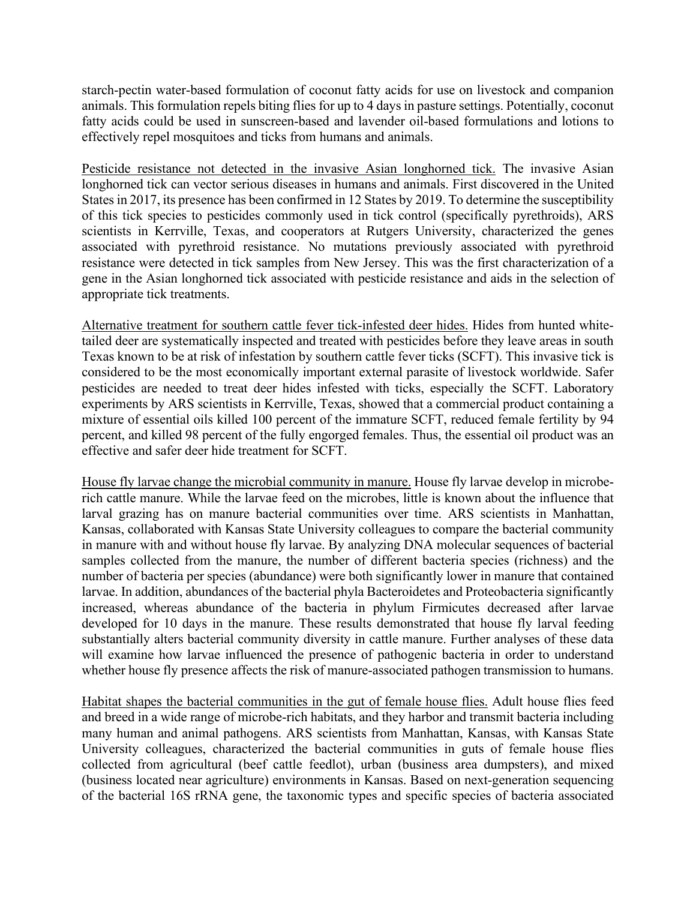starch-pectin water-based formulation of coconut fatty acids for use on livestock and companion animals. This formulation repels biting flies for up to 4 days in pasture settings. Potentially, coconut fatty acids could be used in sunscreen-based and lavender oil-based formulations and lotions to effectively repel mosquitoes and ticks from humans and animals.

<u>Pesticide resistance not detected in the invasive Asian longhorned tick.</u> The invasive Asian longhorned tick can vector serious diseases in humans and animals. First discovered in the United States in 2017, its presence has been confirmed in 12 States by 2019. To determine the susceptibility of this tick species to pesticides commonly used in tick control (specifically pyrethroids), ARS scientists in Kerrville, Texas, and cooperators at Rutgers University, characterized the genes associated with pyrethroid resistance. No mutations previously associated with pyrethroid resistance were detected in tick samples from New Jersey. This was the first characterization of a gene in the Asian longhorned tick associated with pesticide resistance and aids in the selection of appropriate tick treatments.

<u>Alternative treatment for southern cattle fever tick-infested deer hides.</u> Hides from hunted white-tailed deer are systematically inspected and treated with pesticides before they leave areas in south Texas known to be at risk of infestation by southern cattle fever ticks (SCFT). This invasive tick is considered to be the most economically important external parasite of livestock worldwide. Safer pesticides are needed to treat deer hides infested with ticks, especially the SCFT. Laboratory experiments by ARS scientists in Kerrville, Texas, showed that a commercial product containing a mixture of essential oils killed 100 percent of the immature SCFT, reduced female fertility by 94 percent, and killed 98 percent of the fully engorged females. Thus, the essential oil product was an effective and safer deer hide treatment for SCFT.

<u>House fly larvae change the microbial community in manure.</u> House fly larvae develop in microbe-rich cattle manure. While the larvae feed on the microbes, little is known about the influence that larval grazing has on manure bacterial communities over time. ARS scientists in Manhattan, Kansas, collaborated with Kansas State University colleagues to compare the bacterial community in manure with and without house fly larvae. By analyzing DNA molecular sequences of bacterial samples collected from the manure, the number of different bacteria species (richness) and the number of bacteria per species (abundance) were both significantly lower in manure that contained larvae. In addition, abundances of the bacterial phyla Bacteroidetes and Proteobacteria significantly increased, whereas abundance of the bacteria in phylum Firmicutes decreased after larvae developed for 10 days in the manure. These results demonstrated that house fly larval feeding substantially alters bacterial community diversity in cattle manure. Further analyses of these data will examine how larvae influenced the presence of pathogenic bacteria in order to understand whether house fly presence affects the risk of manure-associated pathogen transmission to humans.

<u>Habitat shapes the bacterial communities in the gut of female house flies.</u> Adult house flies feed and breed in a wide range of microbe-rich habitats, and they harbor and transmit bacteria including many human and animal pathogens. ARS scientists from Manhattan, Kansas, with Kansas State University colleagues, characterized the bacterial communities in guts of female house flies collected from agricultural (beef cattle feedlot), urban (business area dumpsters), and mixed (business located near agriculture) environments in Kansas. Based on next-generation sequencing of the bacterial 16S rRNA gene, the taxonomic types and specific species of bacteria associated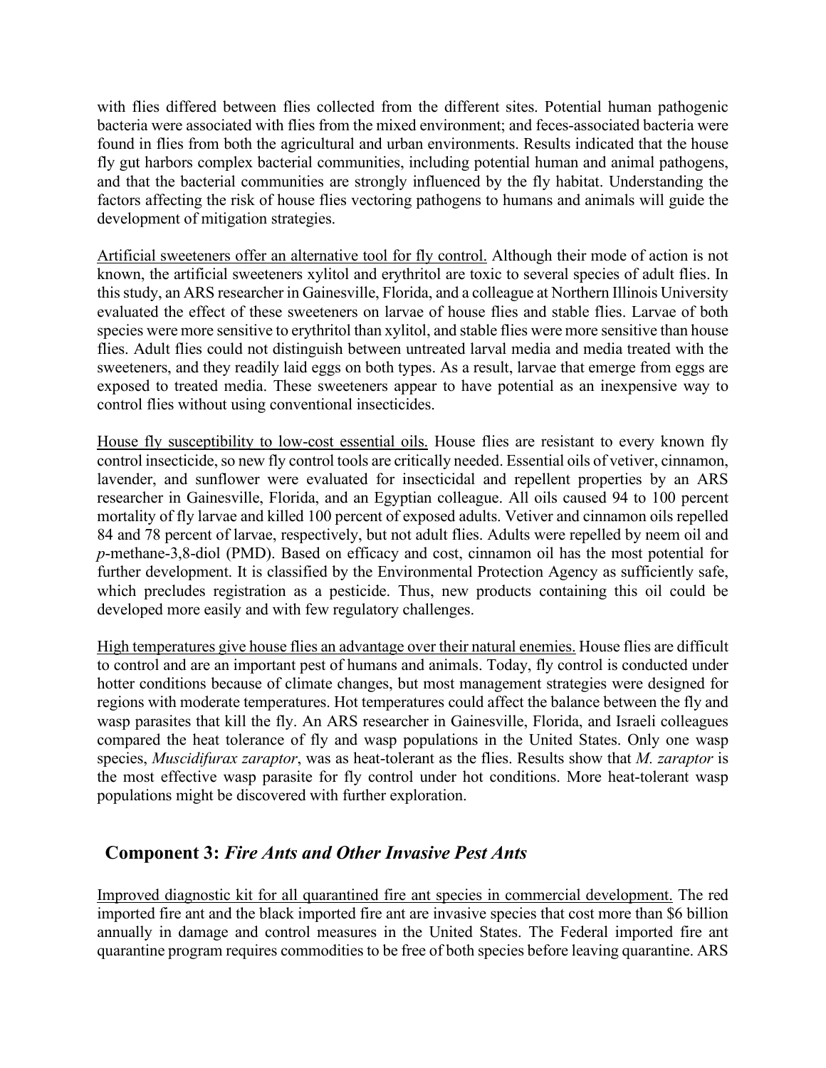with flies differed between flies collected from the different sites. Potential human pathogenic bacteria were associated with flies from the mixed environment; and feces-associated bacteria were found in flies from both the agricultural and urban environments. Results indicated that the house fly gut harbors complex bacterial communities, including potential human and animal pathogens, and that the bacterial communities are strongly influenced by the fly habitat. Understanding the factors affecting the risk of house flies vectoring pathogens to humans and animals will guide the development of mitigation strategies.

<u>Artificial sweeteners offer an alternative tool for fly control.</u> Although their mode of action is not known, the artificial sweeteners xylitol and erythritol are toxic to several species of adult flies. In this study, an ARS researcher in Gainesville, Florida, and a colleague at Northern Illinois University evaluated the effect of these sweeteners on larvae of house flies and stable flies. Larvae of both species were more sensitive to erythritol than xylitol, and stable flies were more sensitive than house flies. Adult flies could not distinguish between untreated larval media and media treated with the sweeteners, and they readily laid eggs on both types. As a result, larvae that emerge from eggs are exposed to treated media. These sweeteners appear to have potential as an inexpensive way to control flies without using conventional insecticides.

<u>House fly susceptibility to low-cost essential oils.</u> House flies are resistant to every known fly control insecticide, so new fly control tools are critically needed. Essential oils of vetiver, cinnamon, lavender, and sunflower were evaluated for insecticidal and repellent properties by an ARS researcher in Gainesville, Florida, and an Egyptian colleague. All oils caused 94 to 100 percent mortality of fly larvae and killed 100 percent of exposed adults. Vetiver and cinnamon oils repelled 84 and 78 percent of larvae, respectively, but not adult flies. Adults were repelled by neem oil and *p*-methane-3,8-diol (PMD). Based on efficacy and cost, cinnamon oil has the most potential for further development. It is classified by the Environmental Protection Agency as sufficiently safe, which precludes registration as a pesticide. Thus, new products containing this oil could be developed more easily and with few regulatory challenges.

<u>High temperatures give house flies an advantage over their natural enemies.</u> House flies are difficult to control and are an important pest of humans and animals. Today, fly control is conducted under hotter conditions because of climate changes, but most management strategies were designed for regions with moderate temperatures. Hot temperatures could affect the balance between the fly and wasp parasites that kill the fly. An ARS researcher in Gainesville, Florida, and Israeli colleagues compared the heat tolerance of fly and wasp populations in the United States. Only one wasp species, *Muscidifurax zaraptor*, was as heat-tolerant as the flies. Results show that *M. zaraptor* is the most effective wasp parasite for fly control under hot conditions. More heat-tolerant wasp populations might be discovered with further exploration.

## Component 3: *Fire Ants and Other Invasive Pest Ants*

<u>Improved diagnostic kit for all quarantined fire ant species in commercial development.</u> The red imported fire ant and the black imported fire ant are invasive species that cost more than $6 billion annually in damage and control measures in the United States. The Federal imported fire ant quarantine program requires commodities to be free of both species before leaving quarantine. ARS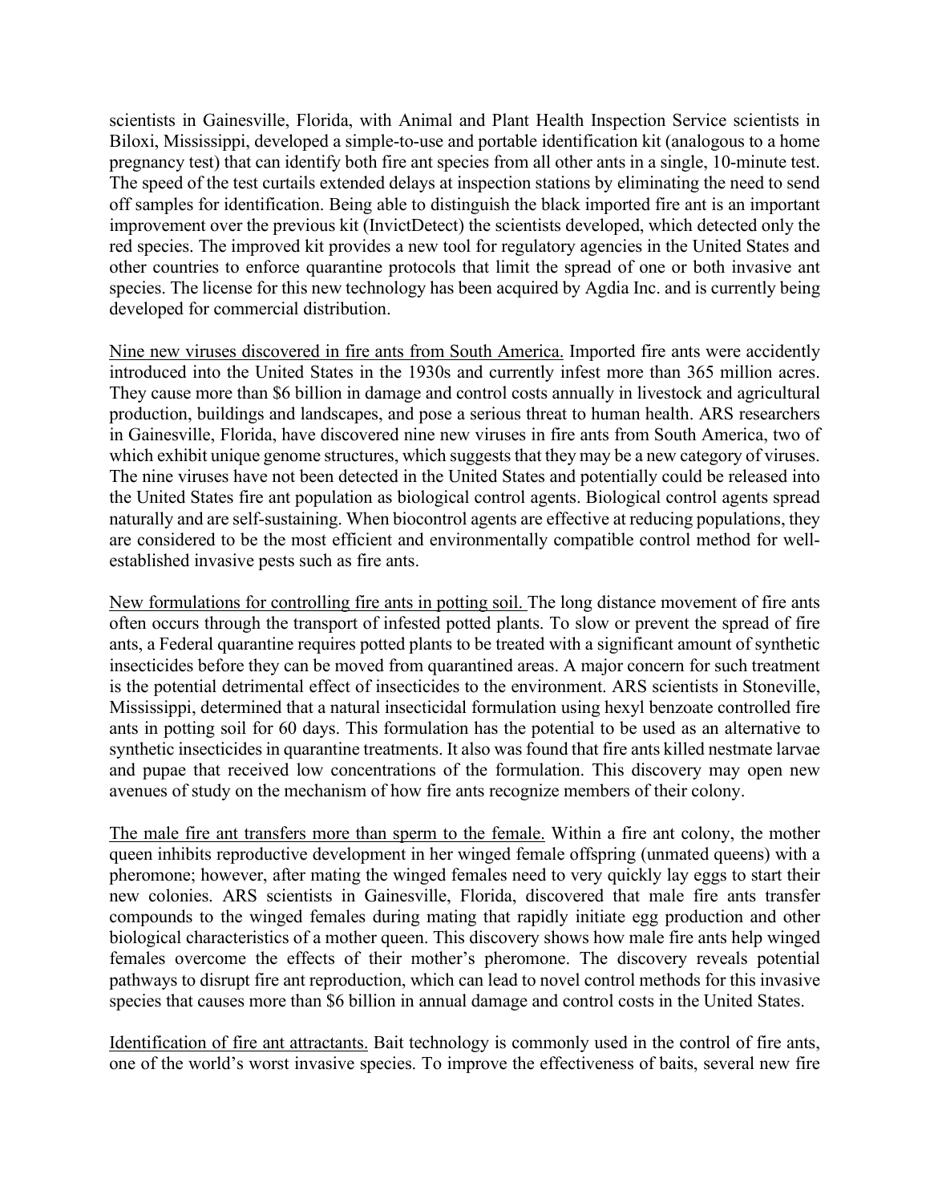scientists in Gainesville, Florida, with Animal and Plant Health Inspection Service scientists in Biloxi, Mississippi, developed a simple-to-use and portable identification kit (analogous to a home pregnancy test) that can identify both fire ant species from all other ants in a single, 10-minute test. The speed of the test curtails extended delays at inspection stations by eliminating the need to send off samples for identification. Being able to distinguish the black imported fire ant is an important improvement over the previous kit (InvictDetect) the scientists developed, which detected only the red species. The improved kit provides a new tool for regulatory agencies in the United States and other countries to enforce quarantine protocols that limit the spread of one or both invasive ant species. The license for this new technology has been acquired by Agdia Inc. and is currently being developed for commercial distribution.

<u>Nine new viruses discovered in fire ants from South America.</u> Imported fire ants were accidently introduced into the United States in the 1930s and currently infest more than 365 million acres. They cause more than $6 billion in damage and control costs annually in livestock and agricultural production, buildings and landscapes, and pose a serious threat to human health. ARS researchers in Gainesville, Florida, have discovered nine new viruses in fire ants from South America, two of which exhibit unique genome structures, which suggests that they may be a new category of viruses. The nine viruses have not been detected in the United States and potentially could be released into the United States fire ant population as biological control agents. Biological control agents spread naturally and are self-sustaining. When biocontrol agents are effective at reducing populations, they are considered to be the most efficient and environmentally compatible control method for well-established invasive pests such as fire ants.

<u>New formulations for controlling fire ants in potting soil.</u> The long distance movement of fire ants often occurs through the transport of infested potted plants. To slow or prevent the spread of fire ants, a Federal quarantine requires potted plants to be treated with a significant amount of synthetic insecticides before they can be moved from quarantined areas. A major concern for such treatment is the potential detrimental effect of insecticides to the environment. ARS scientists in Stoneville, Mississippi, determined that a natural insecticidal formulation using hexyl benzoate controlled fire ants in potting soil for 60 days. This formulation has the potential to be used as an alternative to synthetic insecticides in quarantine treatments. It also was found that fire ants killed nestmate larvae and pupae that received low concentrations of the formulation. This discovery may open new avenues of study on the mechanism of how fire ants recognize members of their colony.

<u>The male fire ant transfers more than sperm to the female.</u> Within a fire ant colony, the mother queen inhibits reproductive development in her winged female offspring (unmated queens) with a pheromone; however, after mating the winged females need to very quickly lay eggs to start their new colonies. ARS scientists in Gainesville, Florida, discovered that male fire ants transfer compounds to the winged females during mating that rapidly initiate egg production and other biological characteristics of a mother queen. This discovery shows how male fire ants help winged females overcome the effects of their mother's pheromone. The discovery reveals potential pathways to disrupt fire ant reproduction, which can lead to novel control methods for this invasive species that causes more than $6 billion in annual damage and control costs in the United States.

<u>Identification of fire ant attractants.</u> Bait technology is commonly used in the control of fire ants, one of the world's worst invasive species. To improve the effectiveness of baits, several new fire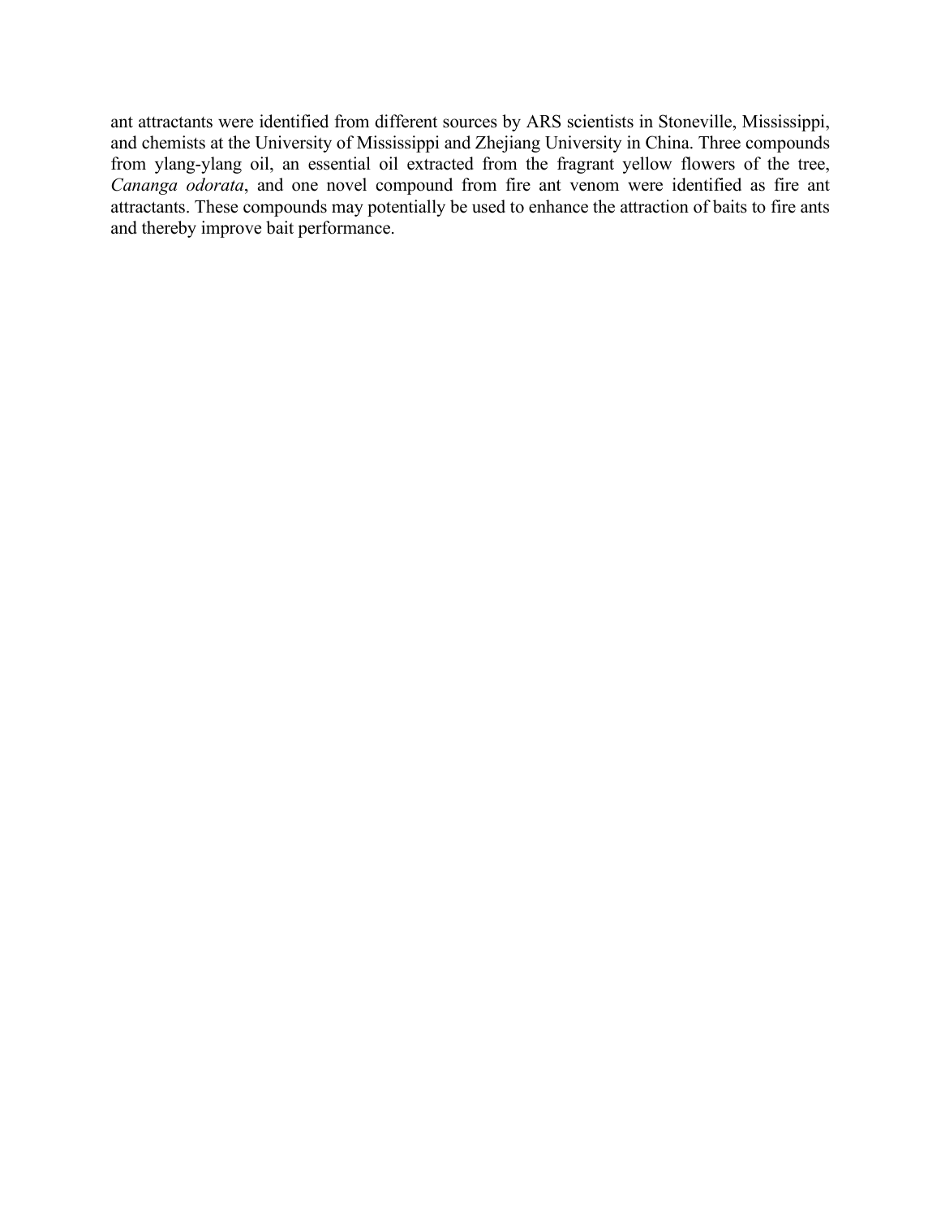ant attractants were identified from different sources by ARS scientists in Stoneville, Mississippi, and chemists at the University of Mississippi and Zhejiang University in China. Three compounds from ylang-ylang oil, an essential oil extracted from the fragrant yellow flowers of the tree, *Cananga odorata*, and one novel compound from fire ant venom were identified as fire ant attractants. These compounds may potentially be used to enhance the attraction of baits to fire ants and thereby improve bait performance.